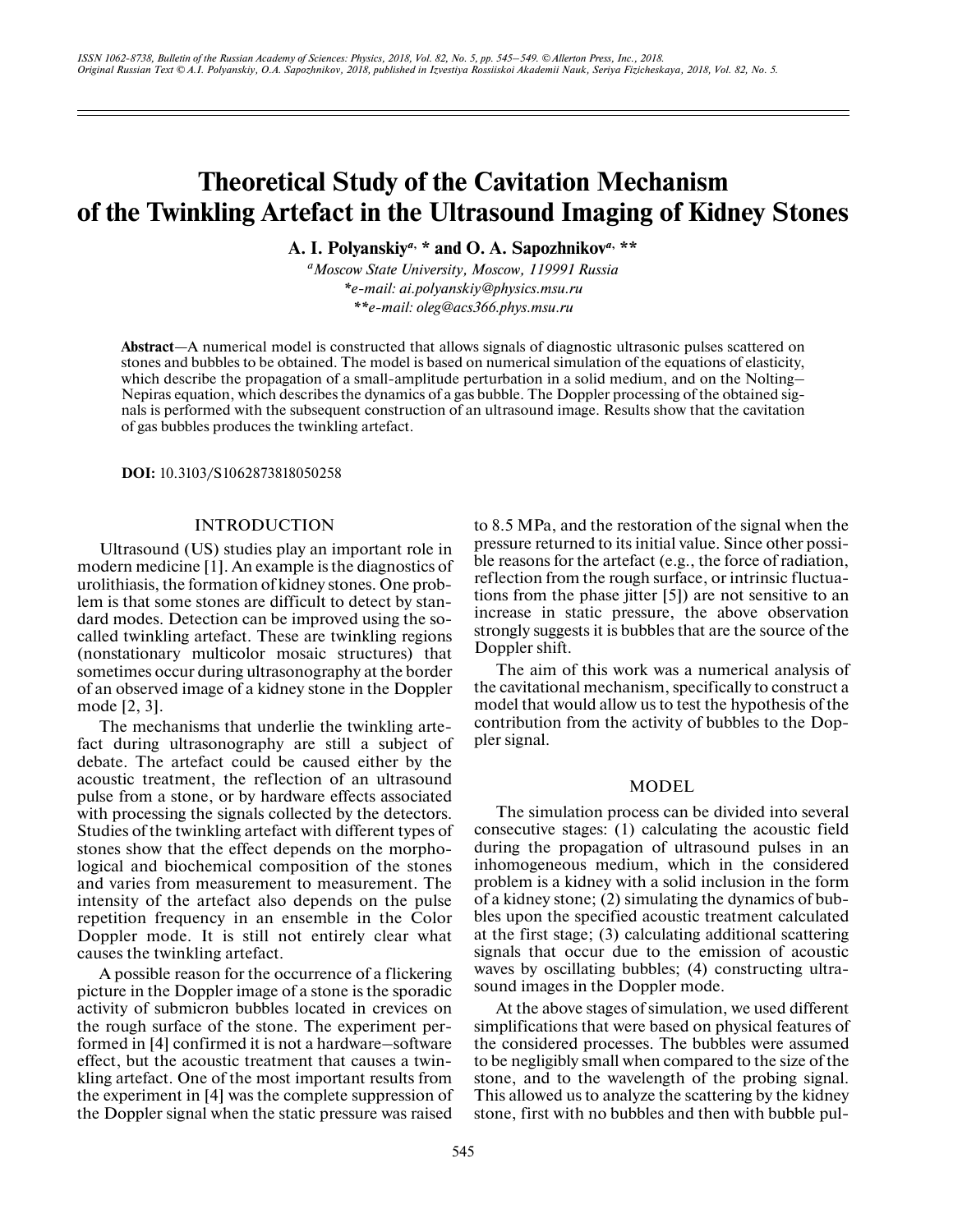# Theoretical Study of the Cavitation Mechanism of the Twinkling Artefact in the Ultrasound Imaging of Kidney Stones

**A. I. Polyanskiy[a, *] and O. A. Sapozhnikov[a, **]**

*[a]Moscow State University, Moscow, 119991 Russia*
*\*e-mail: ai.polyanskiy@physics.msu.ru*
*\*\*e-mail: oleg@acs366.phys.msu.ru*

**Abstract**—A numerical model is constructed that allows signals of diagnostic ultrasonic pulses scattered on stones and bubbles to be obtained. The model is based on numerical simulation of the equations of elasticity, which describe the propagation of a small-amplitude perturbation in a solid medium, and on the Nolting–Nepiras equation, which describes the dynamics of a gas bubble. The Doppler processing of the obtained signals is performed with the subsequent construction of an ultrasound image. Results show that the cavitation of gas bubbles produces the twinkling artefact.

**DOI:** 10.3103/S1062873818050258

## INTRODUCTION

Ultrasound (US) studies play an important role in modern medicine [1]. An example is the diagnostics of urolithiasis, the formation of kidney stones. One problem is that some stones are difficult to detect by standard modes. Detection can be improved using the so-called twinkling artefact. These are twinkling regions (nonstationary multicolor mosaic structures) that sometimes occur during ultrasonography at the border of an observed image of a kidney stone in the Doppler mode [2, 3].

The mechanisms that underlie the twinkling artefact during ultrasonography are still a subject of debate. The artefact could be caused either by the acoustic treatment, the reflection of an ultrasound pulse from a stone, or by hardware effects associated with processing the signals collected by the detectors. Studies of the twinkling artefact with different types of stones show that the effect depends on the morphological and biochemical composition of the stones and varies from measurement to measurement. The intensity of the artefact also depends on the pulse repetition frequency in an ensemble in the Color Doppler mode. It is still not entirely clear what causes the twinkling artefact.

A possible reason for the occurrence of a flickering picture in the Doppler image of a stone is the sporadic activity of submicron bubbles located in crevices on the rough surface of the stone. The experiment performed in [4] confirmed it is not a hardware–software effect, but the acoustic treatment that causes a twinkling artefact. One of the most important results from the experiment in [4] was the complete suppression of the Doppler signal when the static pressure was raised to 8.5 MPa, and the restoration of the signal when the pressure returned to its initial value. Since other possible reasons for the artefact (e.g., the force of radiation, reflection from the rough surface, or intrinsic fluctuations from the phase jitter [5]) are not sensitive to an increase in static pressure, the above observation strongly suggests it is bubbles that are the source of the Doppler shift.

The aim of this work was a numerical analysis of the cavitational mechanism, specifically to construct a model that would allow us to test the hypothesis of the contribution from the activity of bubbles to the Doppler signal.

## MODEL

The simulation process can be divided into several consecutive stages: (1) calculating the acoustic field during the propagation of ultrasound pulses in an inhomogeneous medium, which in the considered problem is a kidney with a solid inclusion in the form of a kidney stone; (2) simulating the dynamics of bubbles upon the specified acoustic treatment calculated at the first stage; (3) calculating additional scattering signals that occur due to the emission of acoustic waves by oscillating bubbles; (4) constructing ultrasound images in the Doppler mode.

At the above stages of simulation, we used different simplifications that were based on physical features of the considered processes. The bubbles were assumed to be negligibly small when compared to the size of the stone, and to the wavelength of the probing signal. This allowed us to analyze the scattering by the kidney stone, first with no bubbles and then with bubble pul-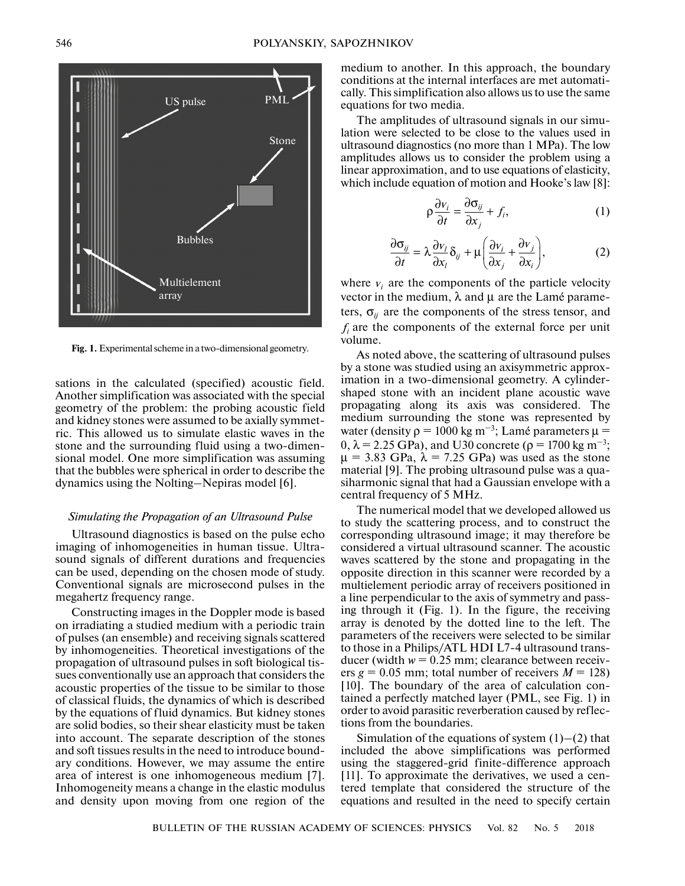Fig. 1. Experimental scheme in a two-dimensional geometry.

sations in the calculated (specified) acoustic field. Another simplification was associated with the special geometry of the problem: the probing acoustic field and kidney stones were assumed to be axially symmetric. This allowed us to simulate elastic waves in the stone and the surrounding fluid using a two-dimensional model. One more simplification was assuming that the bubbles were spherical in order to describe the dynamics using the Nolting–Nepiras model [6].

### *Simulating the Propagation of an Ultrasound Pulse*

Ultrasound diagnostics is based on the pulse echo imaging of inhomogeneities in human tissue. Ultrasound signals of different durations and frequencies can be used, depending on the chosen mode of study. Conventional signals are microsecond pulses in the megahertz frequency range.

Constructing images in the Doppler mode is based on irradiating a studied medium with a periodic train of pulses (an ensemble) and receiving signals scattered by inhomogeneities. Theoretical investigations of the propagation of ultrasound pulses in soft biological tissues conventionally use an approach that considers the acoustic properties of the tissue to be similar to those of classical fluids, the dynamics of which is described by the equations of fluid dynamics. But kidney stones are solid bodies, so their shear elasticity must be taken into account. The separate description of the stones and soft tissues results in the need to introduce boundary conditions. However, we may assume the entire area of interest is one inhomogeneous medium [7]. Inhomogeneity means a change in the elastic modulus and density upon moving from one region of the medium to another. In this approach, the boundary conditions at the internal interfaces are met automatically. This simplification also allows us to use the same equations for two media.

The amplitudes of ultrasound signals in our simulation were selected to be close to the values used in ultrasound diagnostics (no more than 1 MPa). The low amplitudes allows us to consider the problem using a linear approximation, and to use equations of elasticity, which include equation of motion and Hooke's law [8]:

$$\rho \frac{\partial v_i}{\partial t} = \frac{\partial \sigma_{ij}}{\partial x_j} + f_i, \tag{1}$$

$$\frac{\partial \sigma_{ij}}{\partial t} = \lambda \frac{\partial v_l}{\partial x_l} \delta_{ij} + \mu \left( \frac{\partial v_i}{\partial x_j} + \frac{\partial v_j}{\partial x_i} \right), \tag{2}$$

where $v_i$ are the components of the particle velocity vector in the medium, $\lambda$ and $\mu$ are the Lamé parameters, $\sigma_{ij}$ are the components of the stress tensor, and $f_i$ are the components of the external force per unit volume.

As noted above, the scattering of ultrasound pulses by a stone was studied using an axisymmetric approximation in a two-dimensional geometry. A cylinder-shaped stone with an incident plane acoustic wave propagating along its axis was considered. The medium surrounding the stone was represented by water (density $\rho = 1000$ kg m$^{-3}$; Lamé parameters $\mu = 0$, $\lambda = 2.25$ GPa), and U30 concrete ($\rho = 1700$ kg m$^{-3}$; $\mu = 3.83$ GPa, $\lambda = 7.25$ GPa) was used as the stone material [9]. The probing ultrasound pulse was a quasiharmonic signal that had a Gaussian envelope with a central frequency of 5 MHz.

The numerical model that we developed allowed us to study the scattering process, and to construct the corresponding ultrasound image; it may therefore be considered a virtual ultrasound scanner. The acoustic waves scattered by the stone and propagating in the opposite direction in this scanner were recorded by a multielement periodic array of receivers positioned in a line perpendicular to the axis of symmetry and passing through it (Fig. 1). In the figure, the receiving array is denoted by the dotted line to the left. The parameters of the receivers were selected to be similar to those in a Philips/ATL HDI L7-4 ultrasound transducer (width $w = 0.25$ mm; clearance between receivers $g = 0.05$ mm; total number of receivers $M = 128$) [10]. The boundary of the area of calculation contained a perfectly matched layer (PML, see Fig. 1) in order to avoid parasitic reverberation caused by reflections from the boundaries.

Simulation of the equations of system (1)–(2) that included the above simplifications was performed using the staggered-grid finite-difference approach [11]. To approximate the derivatives, we used a centered template that considered the structure of the equations and resulted in the need to specify certain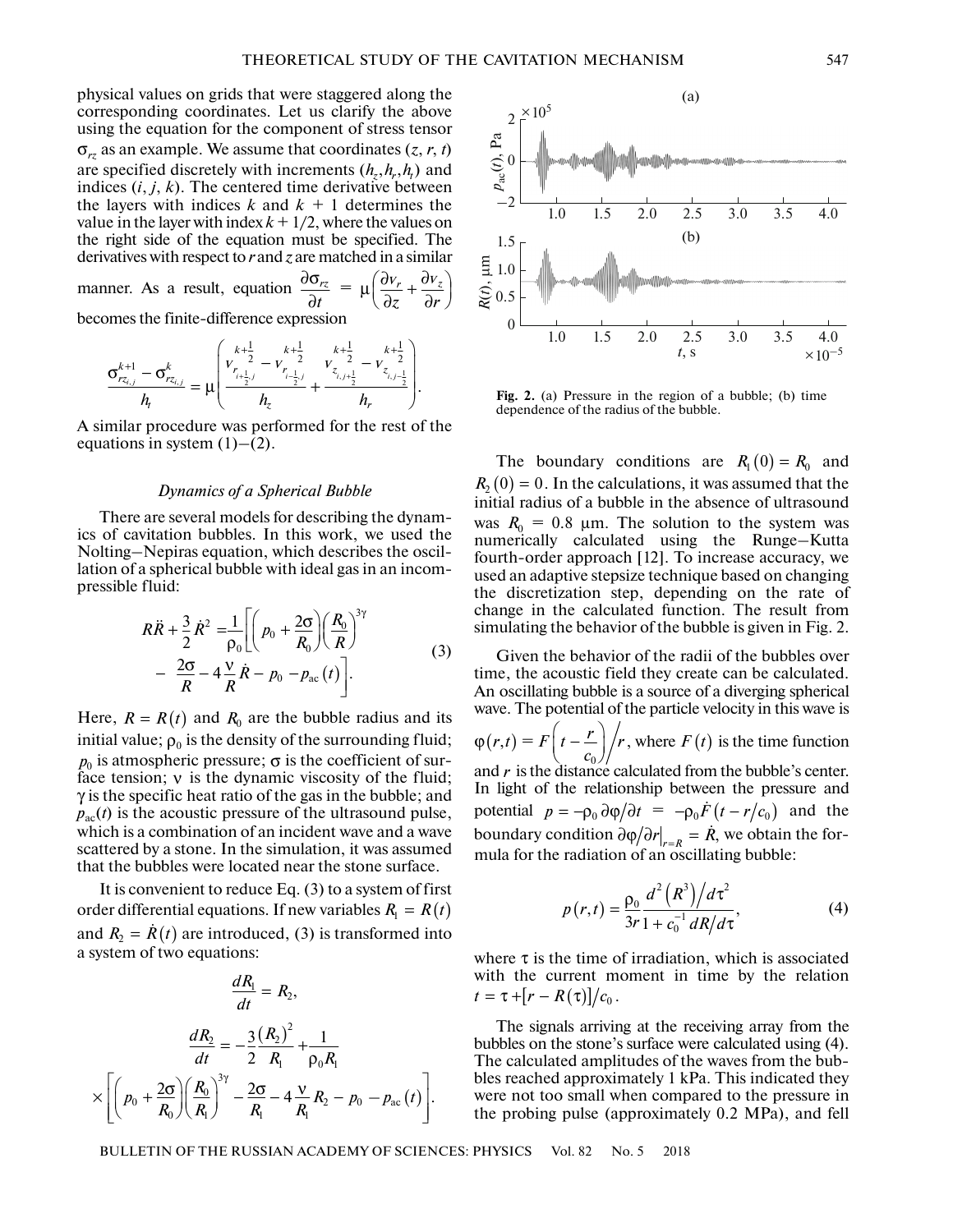physical values on grids that were staggered along the corresponding coordinates. Let us clarify the above using the equation for the component of stress tensor $\sigma_{rz}$ as an example. We assume that coordinates $(z, r, t)$ are specified discretely with increments $(h_z, h_r, h_t)$ and indices $(i, j, k)$. The centered time derivative between the layers with indices $k$ and $k + 1$ determines the value in the layer with index $k + 1/2$, where the values on the right side of the equation must be specified. The derivatives with respect to $r$ and $z$ are matched in a similar manner. As a result, equation $\frac{\partial \sigma_{rz}}{\partial t} = \mu\left(\frac{\partial v_r}{\partial z} + \frac{\partial v_z}{\partial r}\right)$ becomes the finite-difference expression

$$\frac{\sigma^{k+1}_{rz_{i,j}} - \sigma^{k}_{rz_{i,j}}}{h_t} = \mu\left(\frac{v^{k+\frac{1}{2}}_{r_{i+\frac{1}{2},j}} - v^{k+\frac{1}{2}}_{r_{i-\frac{1}{2},j}}}{h_z} + \frac{v^{k+\frac{1}{2}}_{z_{i,j+\frac{1}{2}}} - v^{k+\frac{1}{2}}_{z_{i,j-\frac{1}{2}}}}{h_r}\right).$$

A similar procedure was performed for the rest of the equations in system (1)–(2).

### *Dynamics of a Spherical Bubble*

There are several models for describing the dynamics of cavitation bubbles. In this work, we used the Nolting–Nepiras equation, which describes the oscillation of a spherical bubble with ideal gas in an incompressible fluid:

$$R\ddot{R} + \frac{3}{2}\dot{R}^2 = \frac{1}{\rho_0}\left[\left(p_0 + \frac{2\sigma}{R_0}\right)\left(\frac{R_0}{R}\right)^{3\gamma} - \frac{2\sigma}{R} - 4\frac{\nu}{R}\dot{R} - p_0 - p_{ac}(t)\right]. \tag{3}$$

Here, $R = R(t)$ and $R_0$ are the bubble radius and its initial value; $\rho_0$ is the density of the surrounding fluid; $p_0$ is atmospheric pressure; $\sigma$ is the coefficient of surface tension; $\nu$ is the dynamic viscosity of the fluid; $\gamma$ is the specific heat ratio of the gas in the bubble; and $p_{ac}(t)$ is the acoustic pressure of the ultrasound pulse, which is a combination of an incident wave and a wave scattered by a stone. In the simulation, it was assumed that the bubbles were located near the stone surface.

It is convenient to reduce Eq. (3) to a system of first order differential equations. If new variables $R_1 = R(t)$ and $R_2 = \dot{R}(t)$ are introduced, (3) is transformed into a system of two equations:

$$\frac{dR_1}{dt} = R_2,$$

$$\frac{dR_2}{dt} = -\frac{3}{2}\frac{(R_2)^2}{R_1} + \frac{1}{\rho_0 R_1} \times \left[\left(p_0 + \frac{2\sigma}{R_0}\right)\left(\frac{R_0}{R_1}\right)^{3\gamma} - \frac{2\sigma}{R_1} - 4\frac{\nu}{R_1}R_2 - p_0 - p_{ac}(t)\right].$$

**Fig. 2.** (a) Pressure in the region of a bubble; (b) time dependence of the radius of the bubble.

The boundary conditions are $R_1(0) = R_0$ and $R_2(0) = 0$. In the calculations, it was assumed that the initial radius of a bubble in the absence of ultrasound was $R_0 = 0.8$ μm. The solution to the system was numerically calculated using the Runge–Kutta fourth-order approach [12]. To increase accuracy, we used an adaptive stepsize technique based on changing the discretization step, depending on the rate of change in the calculated function. The result from simulating the behavior of the bubble is given in Fig. 2.

Given the behavior of the radii of the bubbles over time, the acoustic field they create can be calculated. An oscillating bubble is a source of a diverging spherical wave. The potential of the particle velocity in this wave is $\varphi(r,t) = F\left(t - \frac{r}{c_0}\right)\Big/ r$, where $F(t)$ is the time function and $r$ is the distance calculated from the bubble's center. In light of the relationship between the pressure and potential $p = -\rho_0 \partial\varphi/\partial t = -\rho_0 \dot{F}(t - r/c_0)$ and the boundary condition $\partial\varphi/\partial r|_{r=R} = \dot{R}$, we obtain the formula for the radiation of an oscillating bubble:

$$p(r,t) = \frac{\rho_0}{3r}\frac{d^2(R^3)/d\tau^2}{1 + c_0^{-1}\, dR/d\tau}, \tag{4}$$

where $\tau$ is the time of irradiation, which is associated with the current moment in time by the relation $t = \tau + [r - R(\tau)]/c_0$.

The signals arriving at the receiving array from the bubbles on the stone's surface were calculated using (4). The calculated amplitudes of the waves from the bubbles reached approximately 1 kPa. This indicated they were not too small when compared to the pressure in the probing pulse (approximately 0.2 MPa), and fell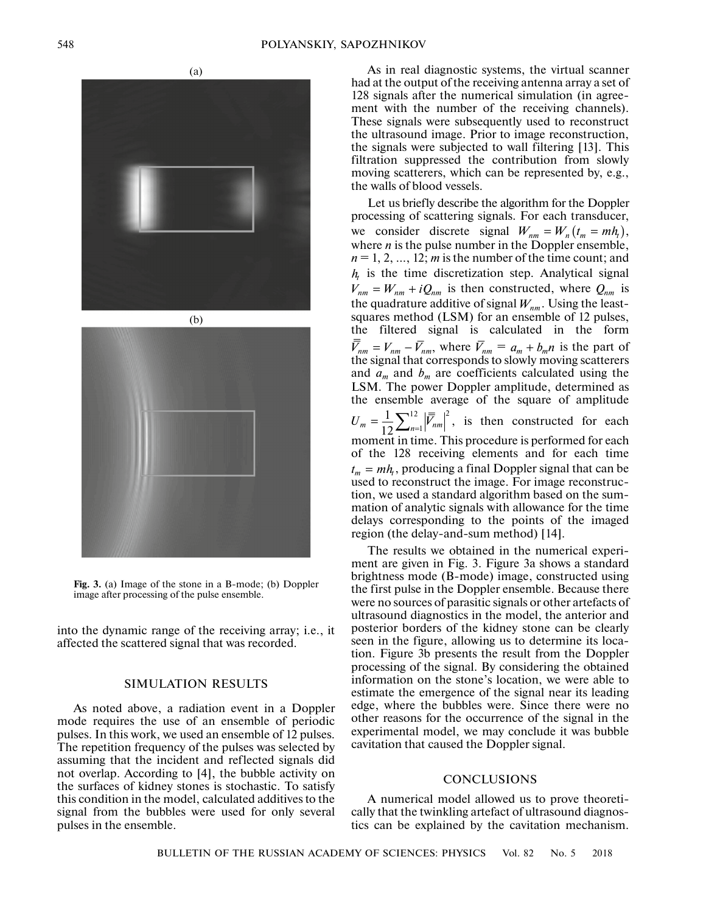Fig. 3. (a) Image of the stone in a B-mode; (b) Doppler image after processing of the pulse ensemble.

into the dynamic range of the receiving array; i.e., it affected the scattered signal that was recorded.

## SIMULATION RESULTS

As noted above, a radiation event in a Doppler mode requires the use of an ensemble of periodic pulses. In this work, we used an ensemble of 12 pulses. The repetition frequency of the pulses was selected by assuming that the incident and reflected signals did not overlap. According to [4], the bubble activity on the surfaces of kidney stones is stochastic. To satisfy this condition in the model, calculated additives to the signal from the bubbles were used for only several pulses in the ensemble.

As in real diagnostic systems, the virtual scanner had at the output of the receiving antenna array a set of 128 signals after the numerical simulation (in agreement with the number of the receiving channels). These signals were subsequently used to reconstruct the ultrasound image. Prior to image reconstruction, the signals were subjected to wall filtering [13]. This filtration suppressed the contribution from slowly moving scatterers, which can be represented by, e.g., the walls of blood vessels.

Let us briefly describe the algorithm for the Doppler processing of scattering signals. For each transducer, we consider discrete signal $W_{nm} = W_n(t_m = mh_t)$, where $n$ is the pulse number in the Doppler ensemble, $n = 1, 2, \ldots, 12$; $m$ is the number of the time count; and $h_t$ is the time discretization step. Analytical signal $V_{nm} = W_{nm} + iQ_{nm}$ is then constructed, where $Q_{nm}$ is the quadrature additive of signal $W_{nm}$. Using the least-squares method (LSM) for an ensemble of 12 pulses, the filtered signal is calculated in the form $\bar{\bar{V}}_{nm} = V_{nm} - \bar{V}_{nm}$, where $\bar{V}_{nm} = a_m + b_m n$ is the part of the signal that corresponds to slowly moving scatterers and $a_m$ and $b_m$ are coefficients calculated using the LSM. The power Doppler amplitude, determined as the ensemble average of the square of amplitude $U_m = \frac{1}{12}\sum_{n=1}^{12}\left|\bar{\bar{V}}_{nm}\right|^2$, is then constructed for each moment in time. This procedure is performed for each of the 128 receiving elements and for each time $t_m = mh_t$, producing a final Doppler signal that can be used to reconstruct the image. For image reconstruction, we used a standard algorithm based on the summation of analytic signals with allowance for the time delays corresponding to the points of the imaged region (the delay-and-sum method) [14].

The results we obtained in the numerical experiment are given in Fig. 3. Figure 3a shows a standard brightness mode (B-mode) image, constructed using the first pulse in the Doppler ensemble. Because there were no sources of parasitic signals or other artefacts of ultrasound diagnostics in the model, the anterior and posterior borders of the kidney stone can be clearly seen in the figure, allowing us to determine its location. Figure 3b presents the result from the Doppler processing of the signal. By considering the obtained information on the stone's location, we were able to estimate the emergence of the signal near its leading edge, where the bubbles were. Since there were no other reasons for the occurrence of the signal in the experimental model, we may conclude it was bubble cavitation that caused the Doppler signal.

## CONCLUSIONS

A numerical model allowed us to prove theoretically that the twinkling artefact of ultrasound diagnostics can be explained by the cavitation mechanism.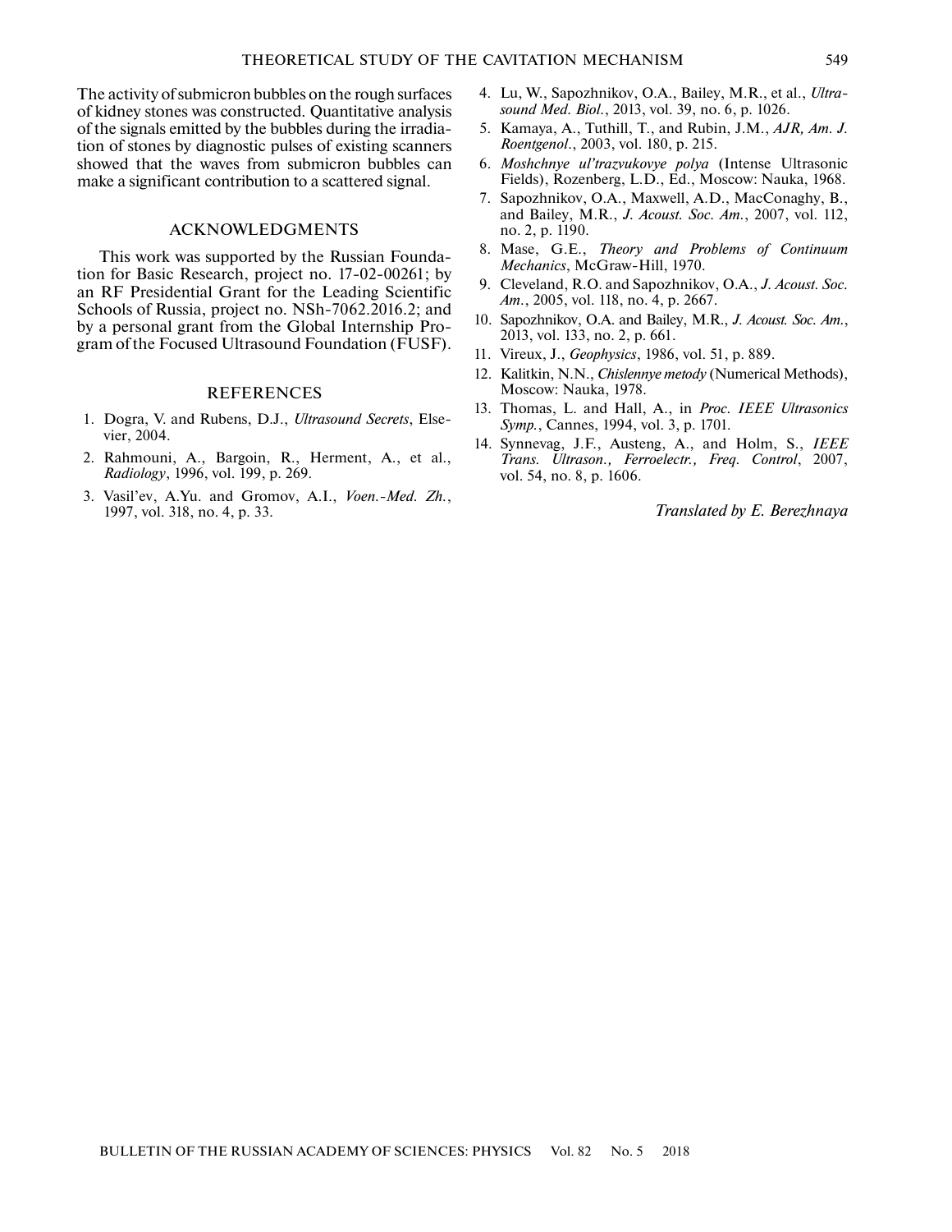The activity of submicron bubbles on the rough surfaces of kidney stones was constructed. Quantitative analysis of the signals emitted by the bubbles during the irradiation of stones by diagnostic pulses of existing scanners showed that the waves from submicron bubbles can make a significant contribution to a scattered signal.

## ACKNOWLEDGMENTS

This work was supported by the Russian Foundation for Basic Research, project no. 17-02-00261; by an RF Presidential Grant for the Leading Scientific Schools of Russia, project no. NSh-7062.2016.2; and by a personal grant from the Global Internship Program of the Focused Ultrasound Foundation (FUSF).

## REFERENCES

1. Dogra, V. and Rubens, D.J., *Ultrasound Secrets*, Elsevier, 2004.
2. Rahmouni, A., Bargoin, R., Herment, A., et al., *Radiology*, 1996, vol. 199, p. 269.
3. Vasil'ev, A.Yu. and Gromov, A.I., *Voen.-Med. Zh.*, 1997, vol. 318, no. 4, p. 33.
4. Lu, W., Sapozhnikov, O.A., Bailey, M.R., et al., *Ultrasound Med. Biol.*, 2013, vol. 39, no. 6, p. 1026.
5. Kamaya, A., Tuthill, T., and Rubin, J.M., *AJR, Am. J. Roentgenol.*, 2003, vol. 180, p. 215.
6. *Moshchnye ul'trazvukovye polya* (Intense Ultrasonic Fields), Rozenberg, L.D., Ed., Moscow: Nauka, 1968.
7. Sapozhnikov, O.A., Maxwell, A.D., MacConaghy, B., and Bailey, M.R., *J. Acoust. Soc. Am.*, 2007, vol. 112, no. 2, p. 1190.
8. Mase, G.E., *Theory and Problems of Continuum Mechanics*, McGraw-Hill, 1970.
9. Cleveland, R.O. and Sapozhnikov, O.A., *J. Acoust. Soc. Am.*, 2005, vol. 118, no. 4, p. 2667.
10. Sapozhnikov, O.A. and Bailey, M.R., *J. Acoust. Soc. Am.*, 2013, vol. 133, no. 2, p. 661.
11. Vireux, J., *Geophysics*, 1986, vol. 51, p. 889.
12. Kalitkin, N.N., *Chislennye metody* (Numerical Methods), Moscow: Nauka, 1978.
13. Thomas, L. and Hall, A., in *Proc. IEEE Ultrasonics Symp.*, Cannes, 1994, vol. 3, p. 1701.
14. Synnevag, J.F., Austeng, A., and Holm, S., *IEEE Trans. Ultrason., Ferroelectr., Freq. Control*, 2007, vol. 54, no. 8, p. 1606.

*Translated by E. Berezhnaya*